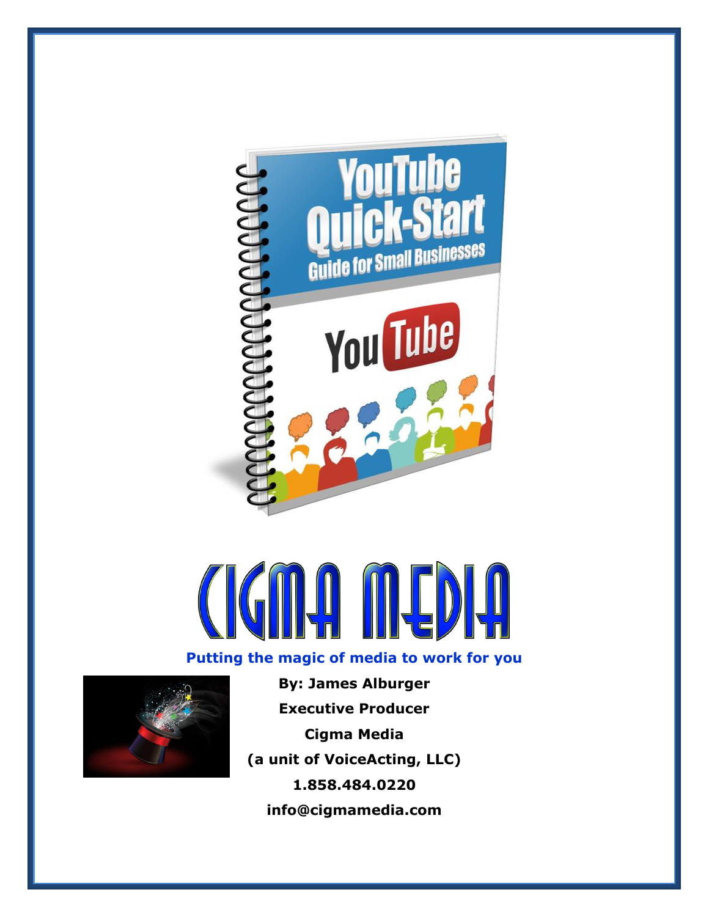# YouTube Quick-Start Guide for Small Businesses

# CIGMA MEDIA

**Putting the magic of media to work for you**

**By: James Alburger**

**Executive Producer**

**Cigma Media**

**(a unit of VoiceActing, LLC)**

**1.858.484.0220**

**info@cigmamedia.com**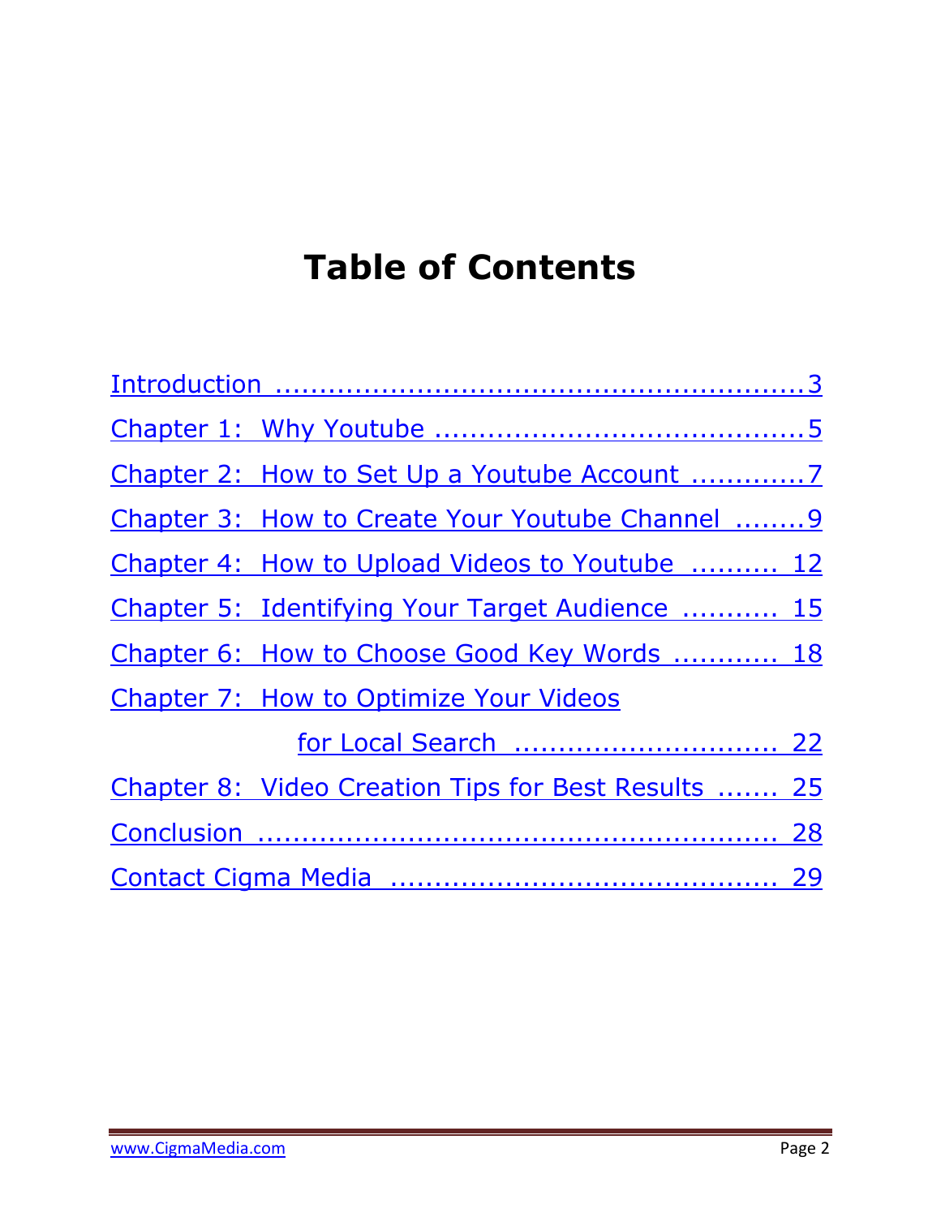# Table of Contents

Introduction ........................................................3

Chapter 1: Why Youtube ........................................5

Chapter 2: How to Set Up a Youtube Account ............7

Chapter 3: How to Create Your Youtube Channel ........9

Chapter 4: How to Upload Videos to Youtube .......... 12

Chapter 5: Identifying Your Target Audience ........... 15

Chapter 6: How to Choose Good Key Words ............ 18

Chapter 7: How to Optimize Your Videos for Local Search .............................. 22

Chapter 8: Video Creation Tips for Best Results ....... 25

Conclusion ......................................................... 28

Contact Cigma Media .......................................... 29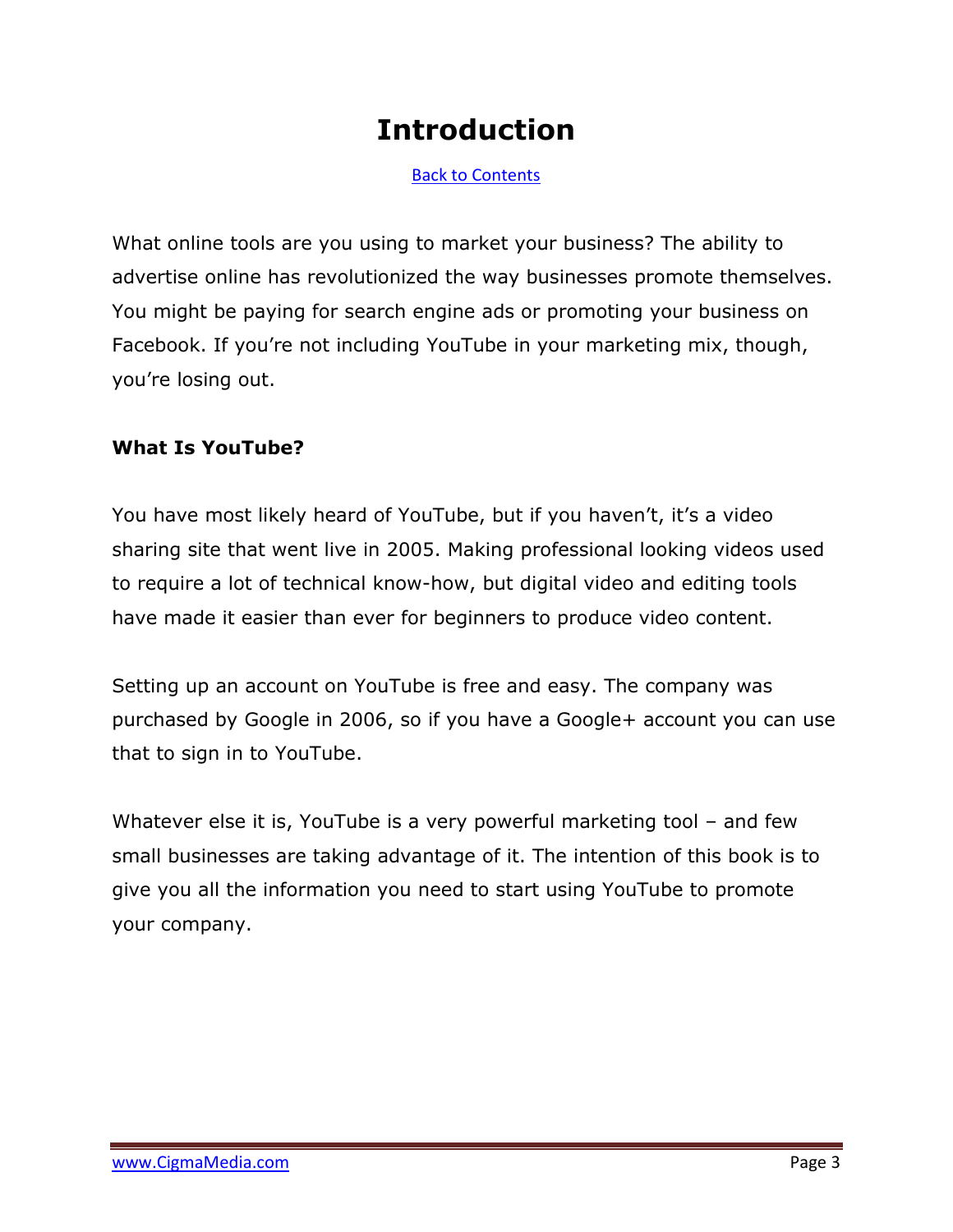# Introduction

Back to Contents

What online tools are you using to market your business? The ability to advertise online has revolutionized the way businesses promote themselves. You might be paying for search engine ads or promoting your business on Facebook. If you're not including YouTube in your marketing mix, though, you're losing out.

**What Is YouTube?**

You have most likely heard of YouTube, but if you haven't, it's a video sharing site that went live in 2005. Making professional looking videos used to require a lot of technical know-how, but digital video and editing tools have made it easier than ever for beginners to produce video content.

Setting up an account on YouTube is free and easy. The company was purchased by Google in 2006, so if you have a Google+ account you can use that to sign in to YouTube.

Whatever else it is, YouTube is a very powerful marketing tool – and few small businesses are taking advantage of it. The intention of this book is to give you all the information you need to start using YouTube to promote your company.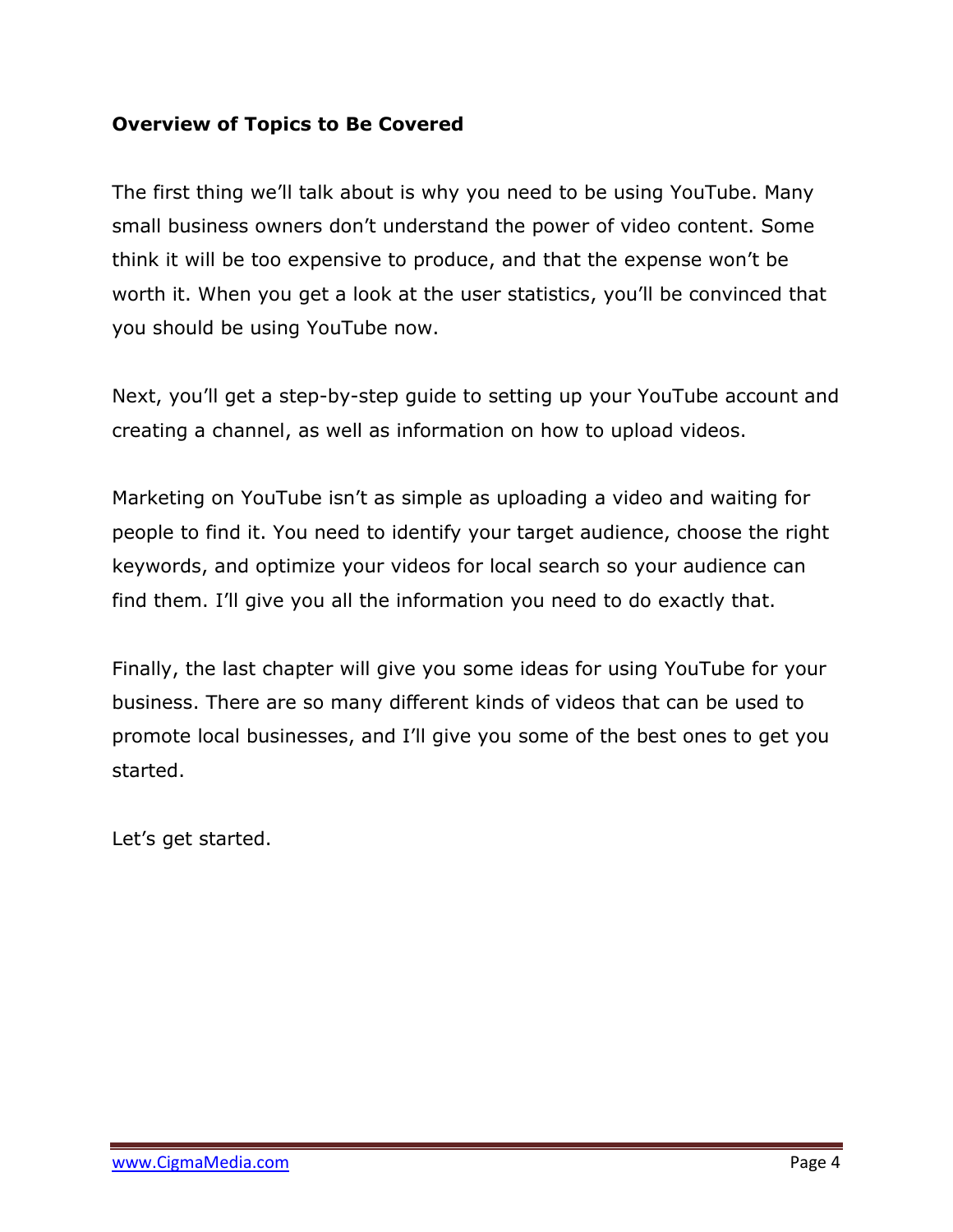**Overview of Topics to Be Covered**

The first thing we'll talk about is why you need to be using YouTube. Many small business owners don't understand the power of video content. Some think it will be too expensive to produce, and that the expense won't be worth it. When you get a look at the user statistics, you'll be convinced that you should be using YouTube now.

Next, you'll get a step-by-step guide to setting up your YouTube account and creating a channel, as well as information on how to upload videos.

Marketing on YouTube isn't as simple as uploading a video and waiting for people to find it. You need to identify your target audience, choose the right keywords, and optimize your videos for local search so your audience can find them. I'll give you all the information you need to do exactly that.

Finally, the last chapter will give you some ideas for using YouTube for your business. There are so many different kinds of videos that can be used to promote local businesses, and I'll give you some of the best ones to get you started.

Let's get started.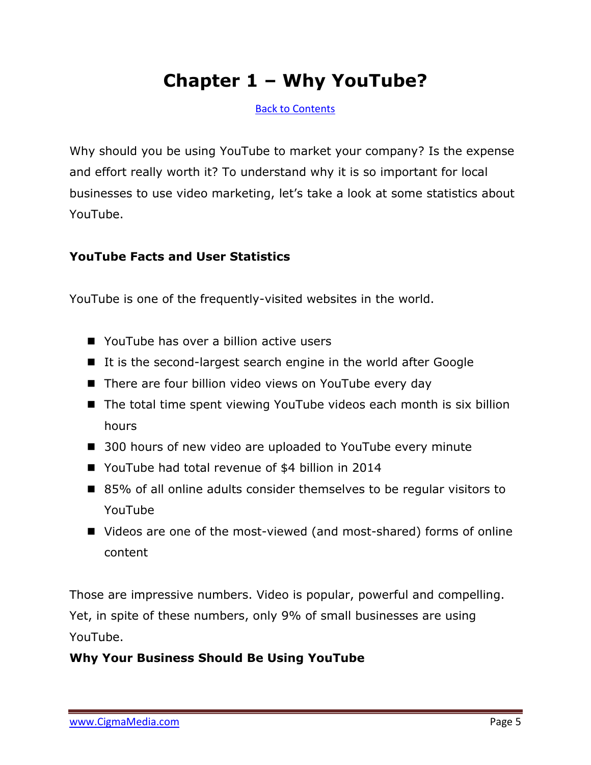# Chapter 1 – Why YouTube?

[Back to Contents](#)

Why should you be using YouTube to market your company? Is the expense and effort really worth it? To understand why it is so important for local businesses to use video marketing, let's take a look at some statistics about YouTube.

**YouTube Facts and User Statistics**

YouTube is one of the frequently-visited websites in the world.

- YouTube has over a billion active users
- It is the second-largest search engine in the world after Google
- There are four billion video views on YouTube every day
- The total time spent viewing YouTube videos each month is six billion hours
- 300 hours of new video are uploaded to YouTube every minute
- YouTube had total revenue of $4 billion in 2014
- 85% of all online adults consider themselves to be regular visitors to YouTube
- Videos are one of the most-viewed (and most-shared) forms of online content

Those are impressive numbers. Video is popular, powerful and compelling. Yet, in spite of these numbers, only 9% of small businesses are using YouTube.

**Why Your Business Should Be Using YouTube**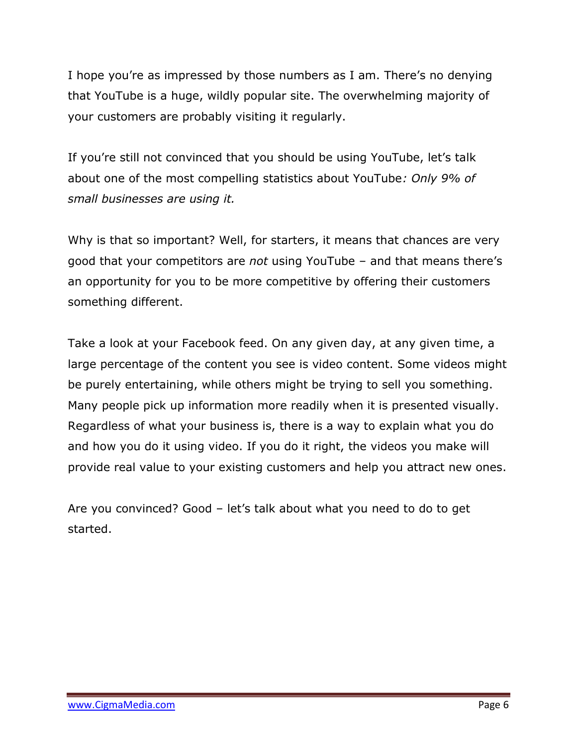I hope you're as impressed by those numbers as I am. There's no denying that YouTube is a huge, wildly popular site. The overwhelming majority of your customers are probably visiting it regularly.

If you're still not convinced that you should be using YouTube, let's talk about one of the most compelling statistics about YouTube*: Only 9% of small businesses are using it.*

Why is that so important? Well, for starters, it means that chances are very good that your competitors are *not* using YouTube – and that means there's an opportunity for you to be more competitive by offering their customers something different.

Take a look at your Facebook feed. On any given day, at any given time, a large percentage of the content you see is video content. Some videos might be purely entertaining, while others might be trying to sell you something. Many people pick up information more readily when it is presented visually. Regardless of what your business is, there is a way to explain what you do and how you do it using video. If you do it right, the videos you make will provide real value to your existing customers and help you attract new ones.

Are you convinced? Good – let's talk about what you need to do to get started.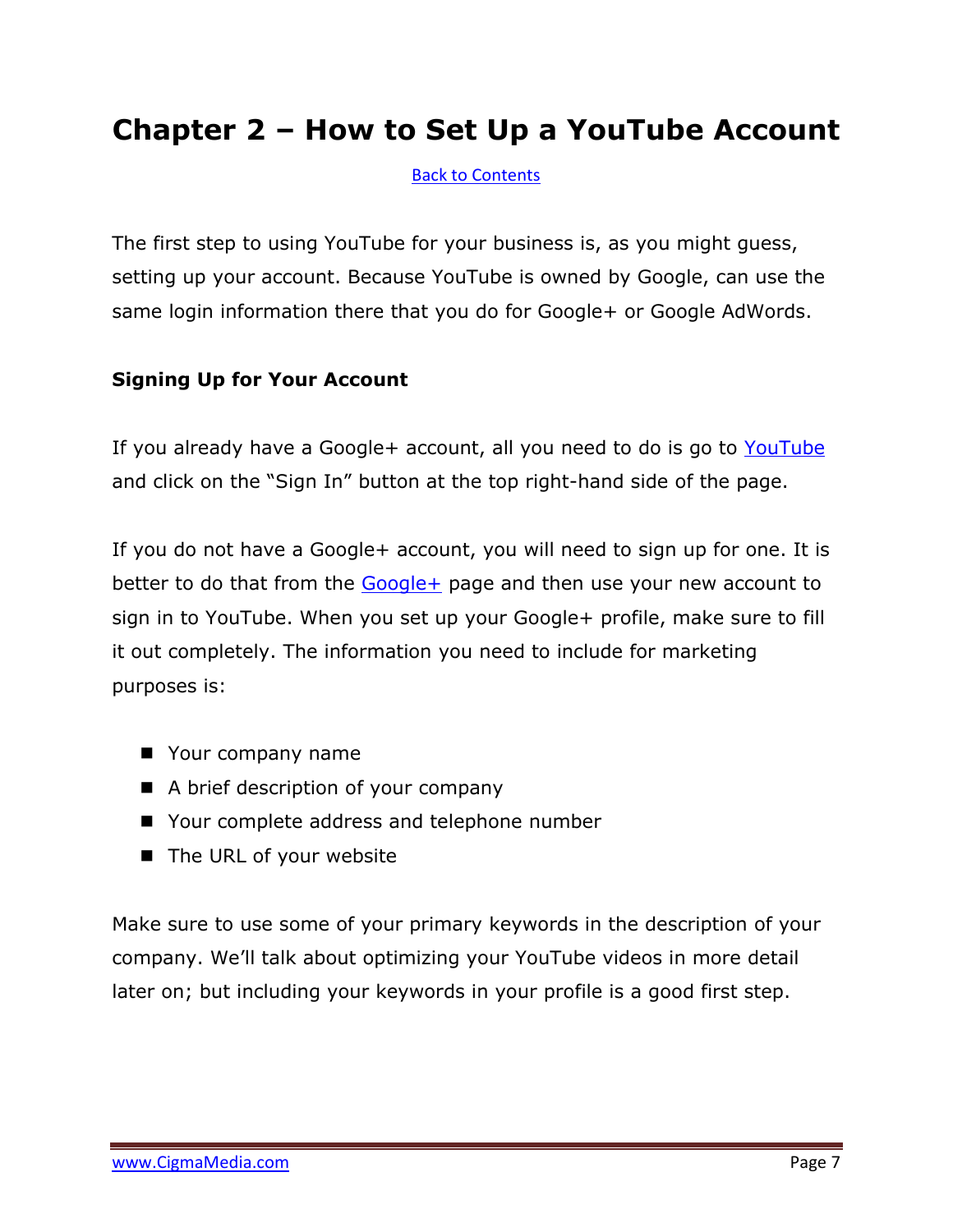# Chapter 2 – How to Set Up a YouTube Account

Back to Contents

The first step to using YouTube for your business is, as you might guess, setting up your account. Because YouTube is owned by Google, can use the same login information there that you do for Google+ or Google AdWords.

**Signing Up for Your Account**

If you already have a Google+ account, all you need to do is go to YouTube and click on the "Sign In" button at the top right-hand side of the page.

If you do not have a Google+ account, you will need to sign up for one. It is better to do that from the Google+ page and then use your new account to sign in to YouTube. When you set up your Google+ profile, make sure to fill it out completely. The information you need to include for marketing purposes is:

- Your company name
- A brief description of your company
- Your complete address and telephone number
- The URL of your website

Make sure to use some of your primary keywords in the description of your company. We'll talk about optimizing your YouTube videos in more detail later on; but including your keywords in your profile is a good first step.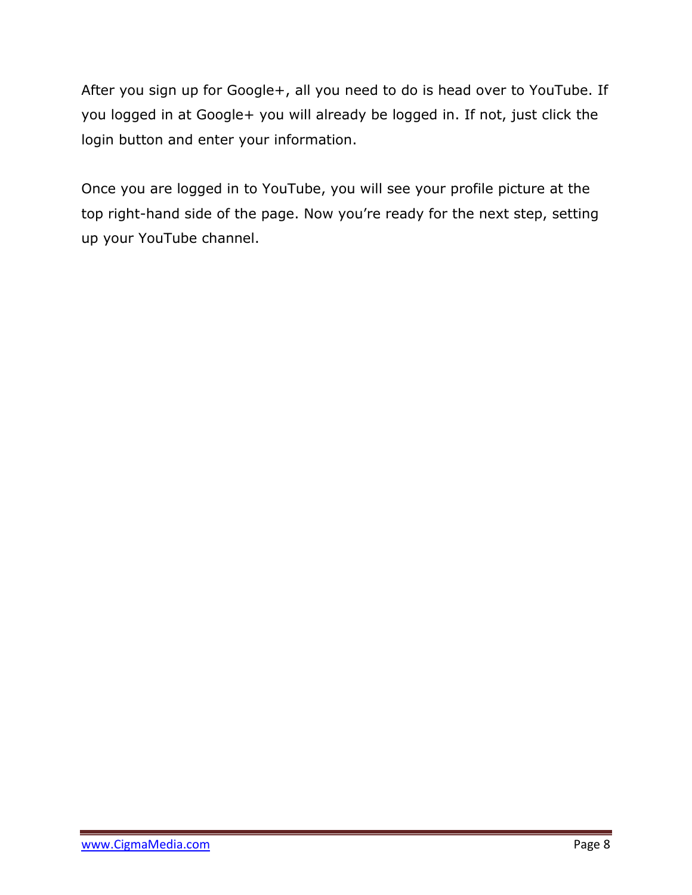After you sign up for Google+, all you need to do is head over to YouTube. If you logged in at Google+ you will already be logged in. If not, just click the login button and enter your information.

Once you are logged in to YouTube, you will see your profile picture at the top right-hand side of the page. Now you're ready for the next step, setting up your YouTube channel.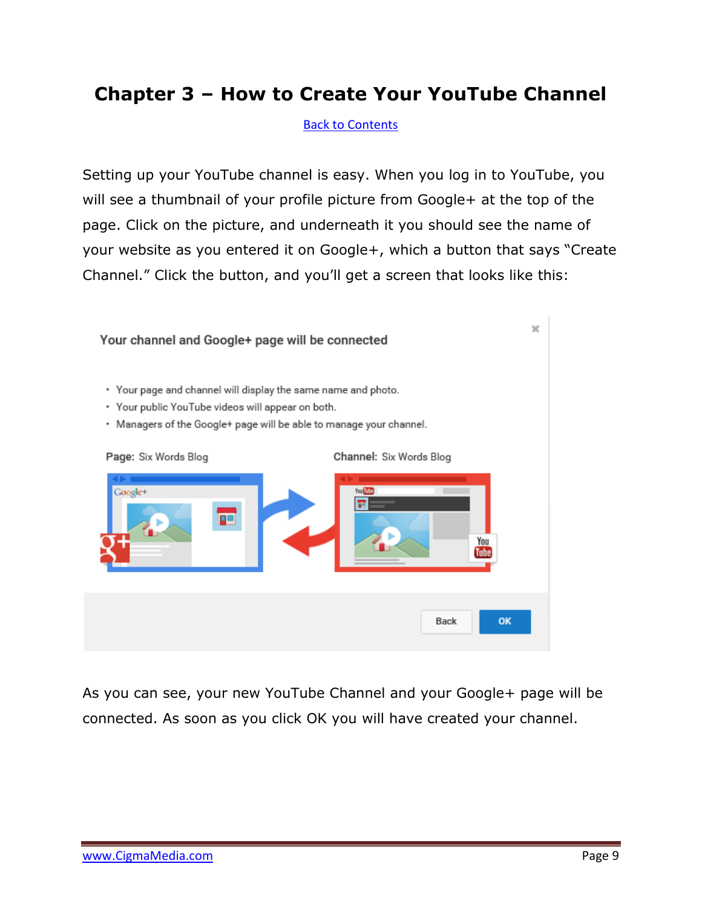# Chapter 3 – How to Create Your YouTube Channel

Back to Contents

Setting up your YouTube channel is easy. When you log in to YouTube, you will see a thumbnail of your profile picture from Google+ at the top of the page. Click on the picture, and underneath it you should see the name of your website as you entered it on Google+, which a button that says "Create Channel." Click the button, and you'll get a screen that looks like this:

As you can see, your new YouTube Channel and your Google+ page will be connected. As soon as you click OK you will have created your channel.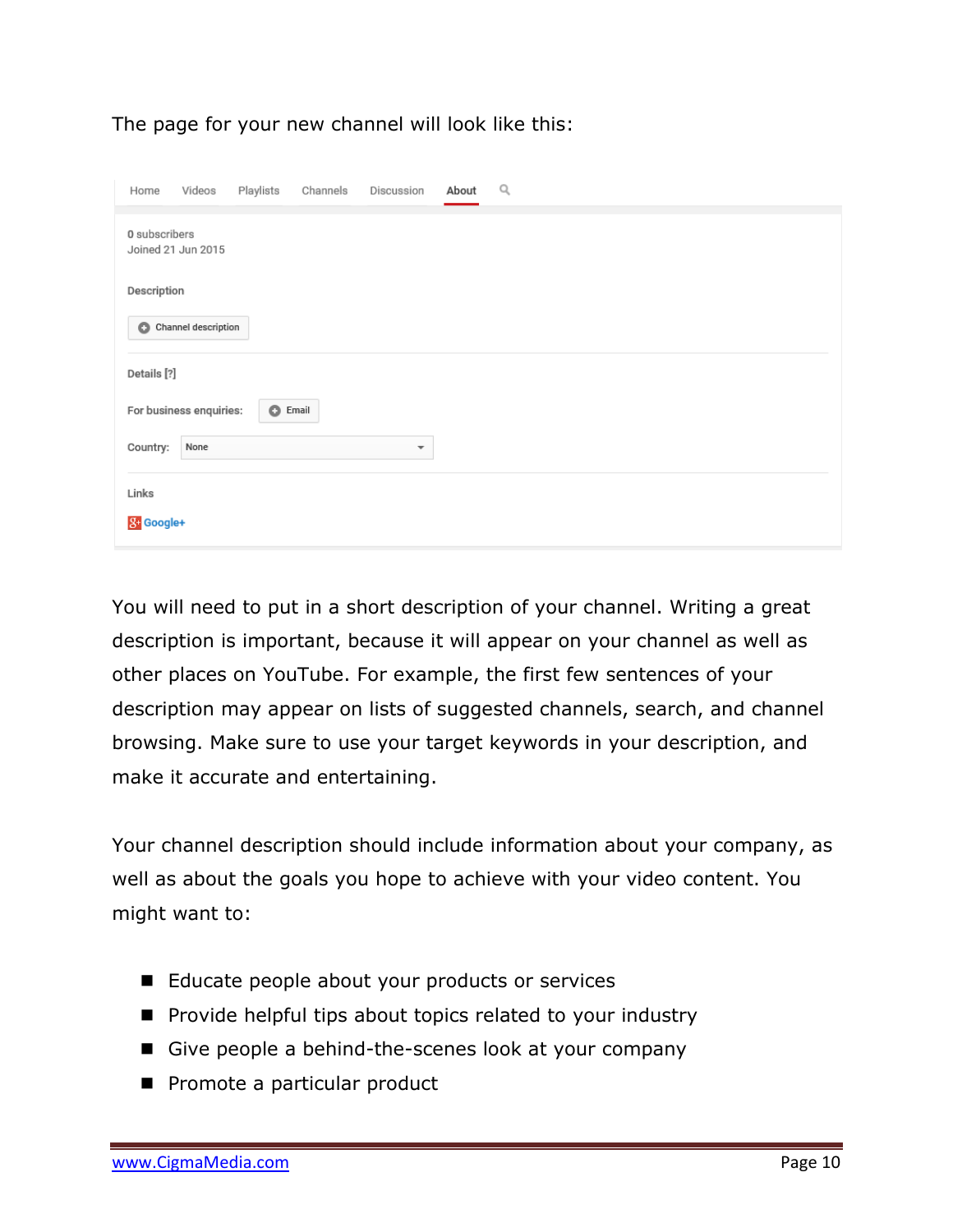The page for your new channel will look like this:

You will need to put in a short description of your channel. Writing a great description is important, because it will appear on your channel as well as other places on YouTube. For example, the first few sentences of your description may appear on lists of suggested channels, search, and channel browsing. Make sure to use your target keywords in your description, and make it accurate and entertaining.

Your channel description should include information about your company, as well as about the goals you hope to achieve with your video content. You might want to:

- Educate people about your products or services
- Provide helpful tips about topics related to your industry
- Give people a behind-the-scenes look at your company
- Promote a particular product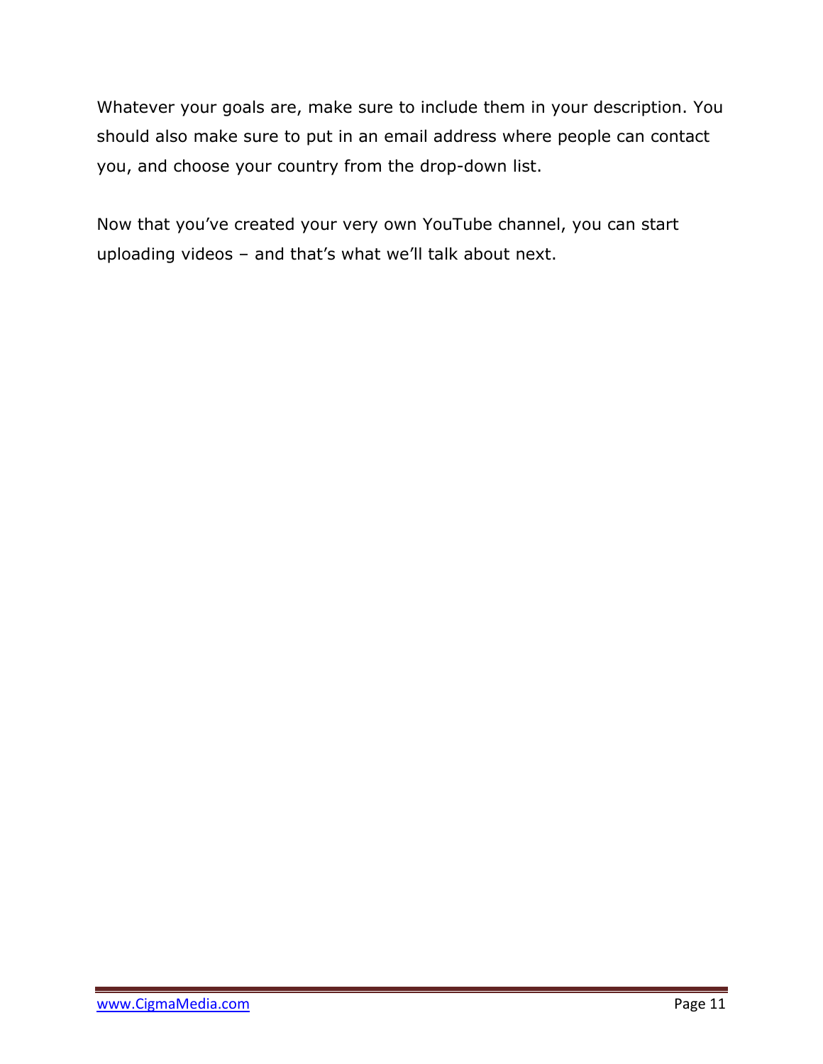Whatever your goals are, make sure to include them in your description. You should also make sure to put in an email address where people can contact you, and choose your country from the drop-down list.

Now that you've created your very own YouTube channel, you can start uploading videos – and that's what we'll talk about next.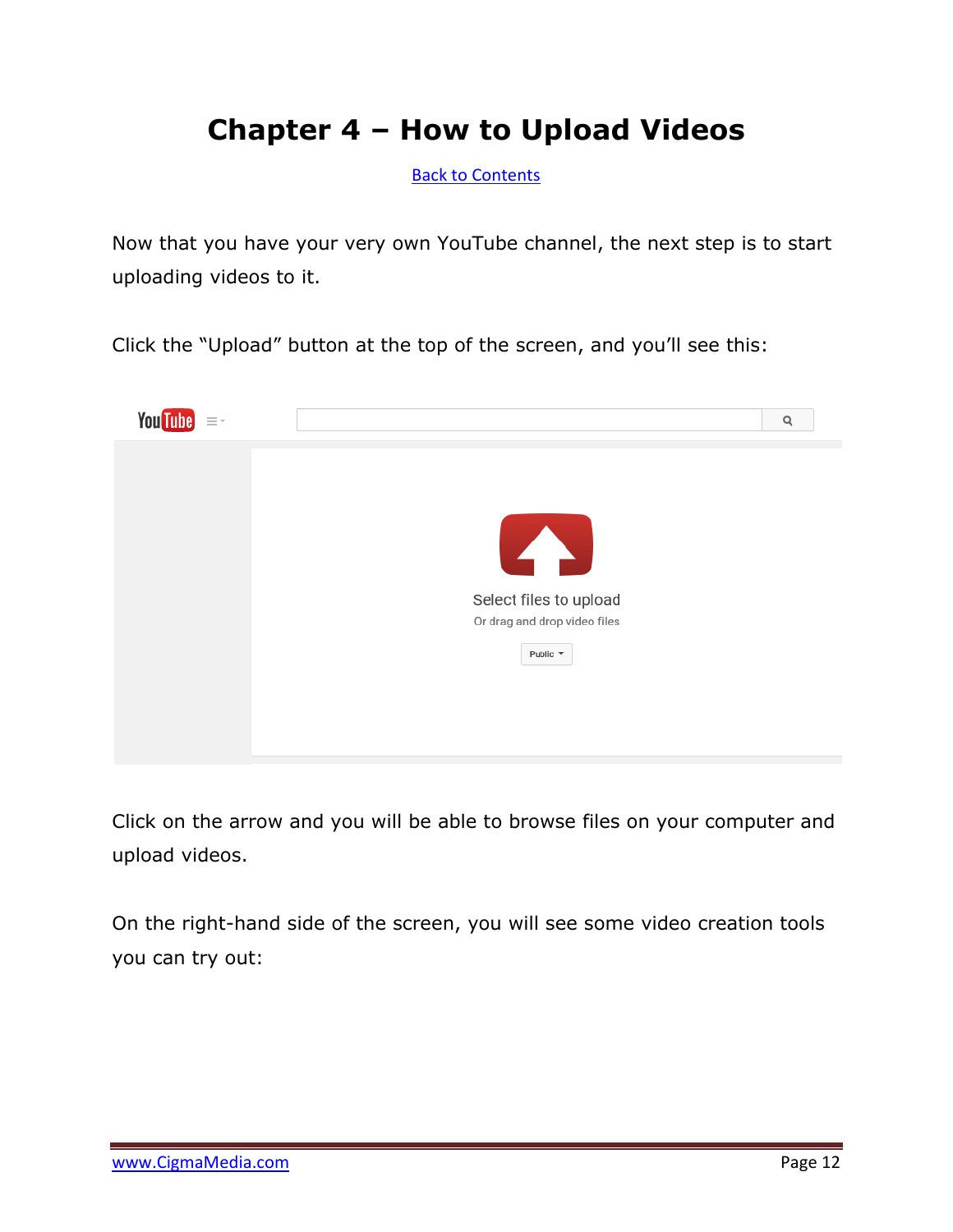# Chapter 4 – How to Upload Videos

Back to Contents

Now that you have your very own YouTube channel, the next step is to start uploading videos to it.

Click the "Upload" button at the top of the screen, and you'll see this:

Click on the arrow and you will be able to browse files on your computer and upload videos.

On the right-hand side of the screen, you will see some video creation tools you can try out: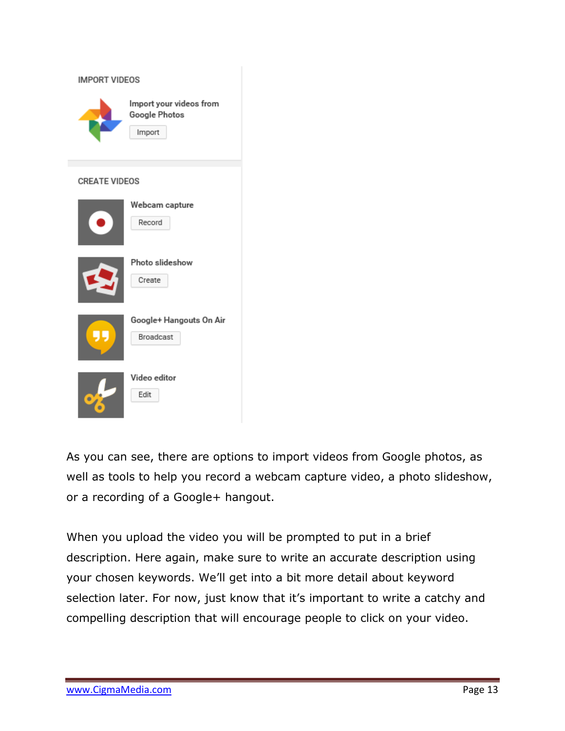IMPORT VIDEOS

Import your videos from Google Photos

Import

CREATE VIDEOS

Webcam capture

Record

Photo slideshow

Create

Google+ Hangouts On Air

Broadcast

Video editor

Edit

As you can see, there are options to import videos from Google photos, as well as tools to help you record a webcam capture video, a photo slideshow, or a recording of a Google+ hangout.

When you upload the video you will be prompted to put in a brief description. Here again, make sure to write an accurate description using your chosen keywords. We'll get into a bit more detail about keyword selection later. For now, just know that it's important to write a catchy and compelling description that will encourage people to click on your video.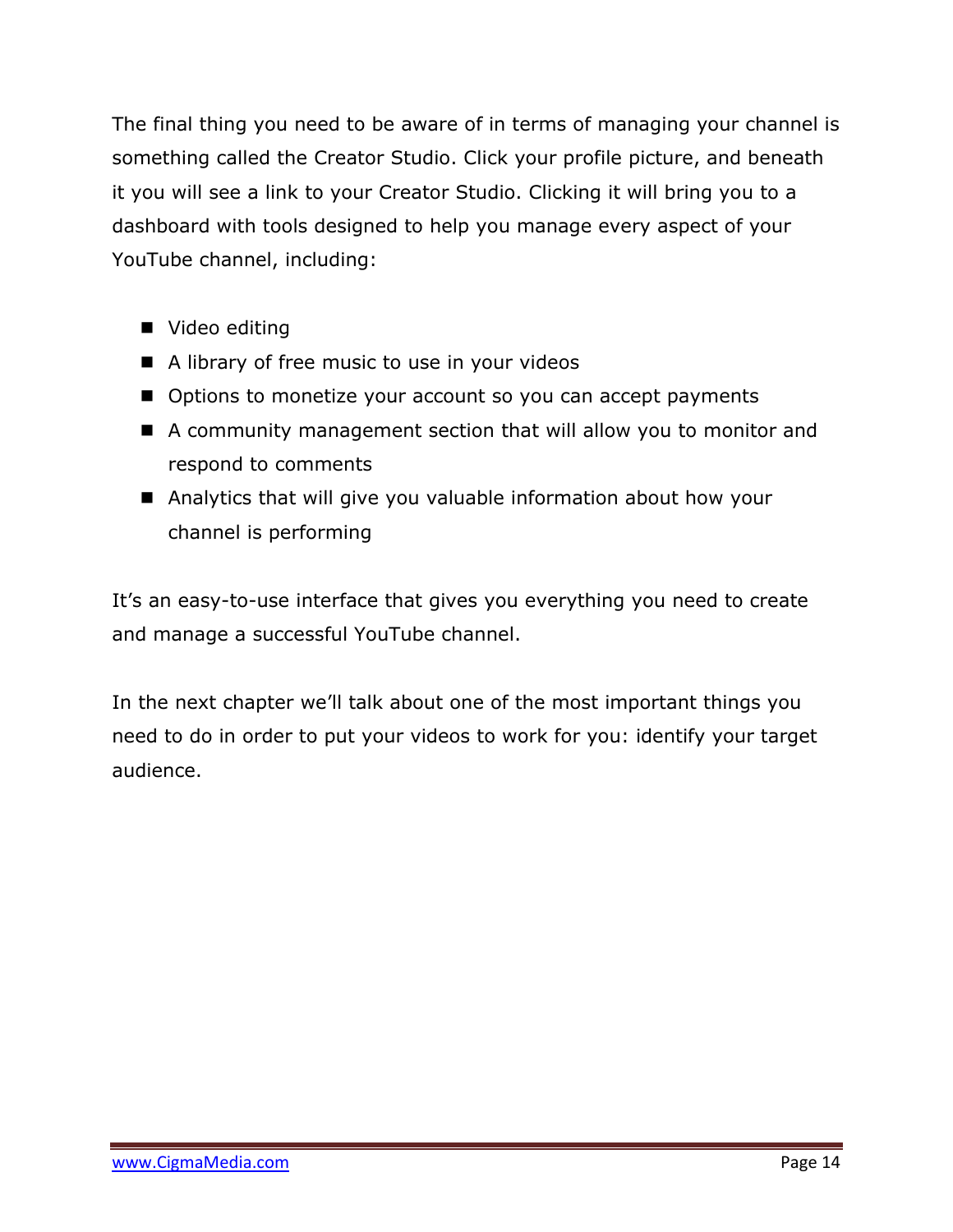The final thing you need to be aware of in terms of managing your channel is something called the Creator Studio. Click your profile picture, and beneath it you will see a link to your Creator Studio. Clicking it will bring you to a dashboard with tools designed to help you manage every aspect of your YouTube channel, including:

- Video editing
- A library of free music to use in your videos
- Options to monetize your account so you can accept payments
- A community management section that will allow you to monitor and respond to comments
- Analytics that will give you valuable information about how your channel is performing

It's an easy-to-use interface that gives you everything you need to create and manage a successful YouTube channel.

In the next chapter we'll talk about one of the most important things you need to do in order to put your videos to work for you: identify your target audience.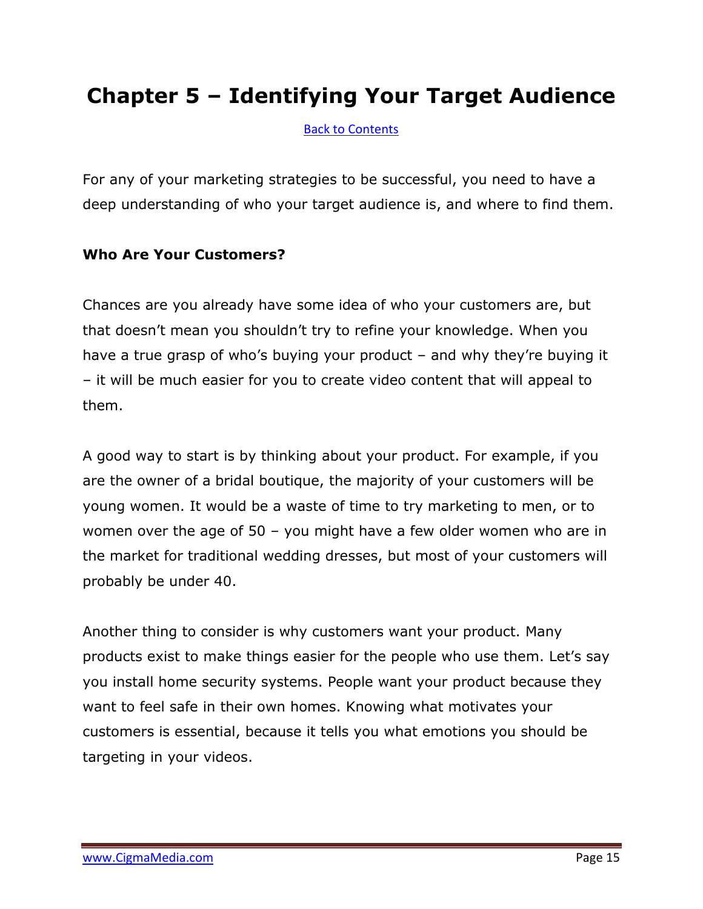# Chapter 5 – Identifying Your Target Audience

[Back to Contents]

For any of your marketing strategies to be successful, you need to have a deep understanding of who your target audience is, and where to find them.

**Who Are Your Customers?**

Chances are you already have some idea of who your customers are, but that doesn't mean you shouldn't try to refine your knowledge. When you have a true grasp of who's buying your product – and why they're buying it – it will be much easier for you to create video content that will appeal to them.

A good way to start is by thinking about your product. For example, if you are the owner of a bridal boutique, the majority of your customers will be young women. It would be a waste of time to try marketing to men, or to women over the age of 50 – you might have a few older women who are in the market for traditional wedding dresses, but most of your customers will probably be under 40.

Another thing to consider is why customers want your product. Many products exist to make things easier for the people who use them. Let's say you install home security systems. People want your product because they want to feel safe in their own homes. Knowing what motivates your customers is essential, because it tells you what emotions you should be targeting in your videos.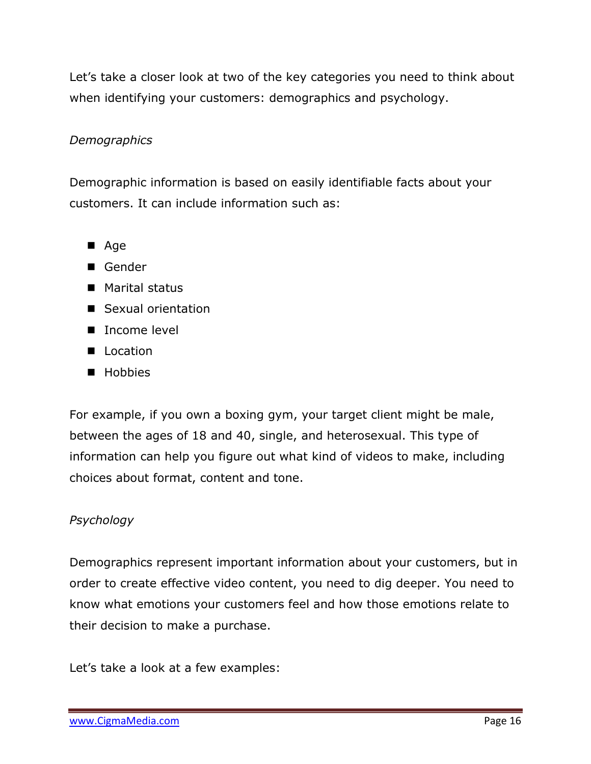Let's take a closer look at two of the key categories you need to think about when identifying your customers: demographics and psychology.

*Demographics*

Demographic information is based on easily identifiable facts about your customers. It can include information such as:

- Age
- Gender
- Marital status
- Sexual orientation
- Income level
- Location
- Hobbies

For example, if you own a boxing gym, your target client might be male, between the ages of 18 and 40, single, and heterosexual. This type of information can help you figure out what kind of videos to make, including choices about format, content and tone.

*Psychology*

Demographics represent important information about your customers, but in order to create effective video content, you need to dig deeper. You need to know what emotions your customers feel and how those emotions relate to their decision to make a purchase.

Let's take a look at a few examples: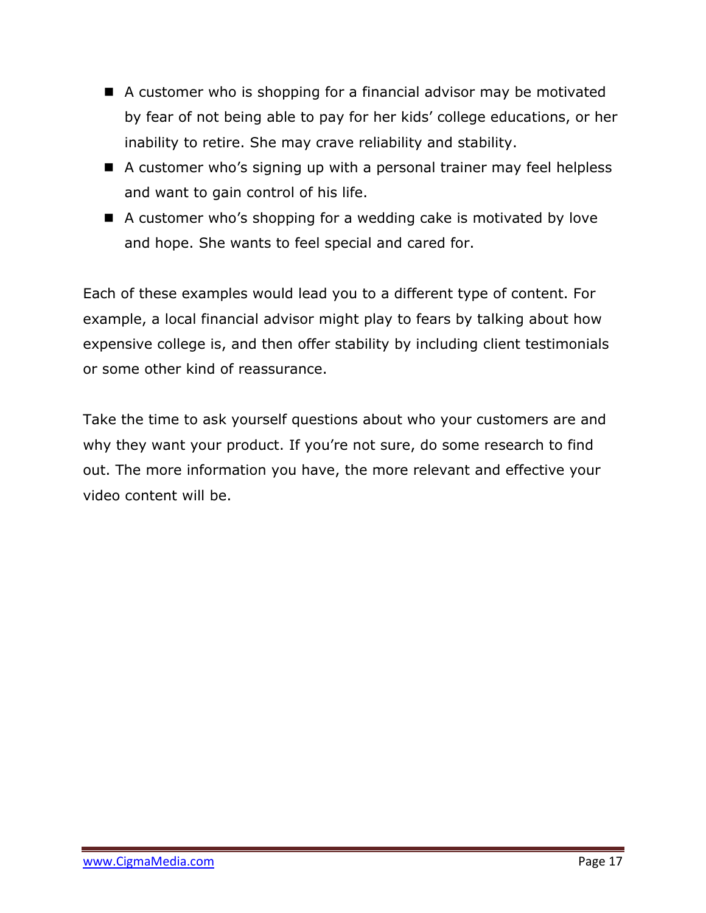- A customer who is shopping for a financial advisor may be motivated by fear of not being able to pay for her kids' college educations, or her inability to retire. She may crave reliability and stability.
- A customer who's signing up with a personal trainer may feel helpless and want to gain control of his life.
- A customer who's shopping for a wedding cake is motivated by love and hope. She wants to feel special and cared for.

Each of these examples would lead you to a different type of content. For example, a local financial advisor might play to fears by talking about how expensive college is, and then offer stability by including client testimonials or some other kind of reassurance.

Take the time to ask yourself questions about who your customers are and why they want your product. If you're not sure, do some research to find out. The more information you have, the more relevant and effective your video content will be.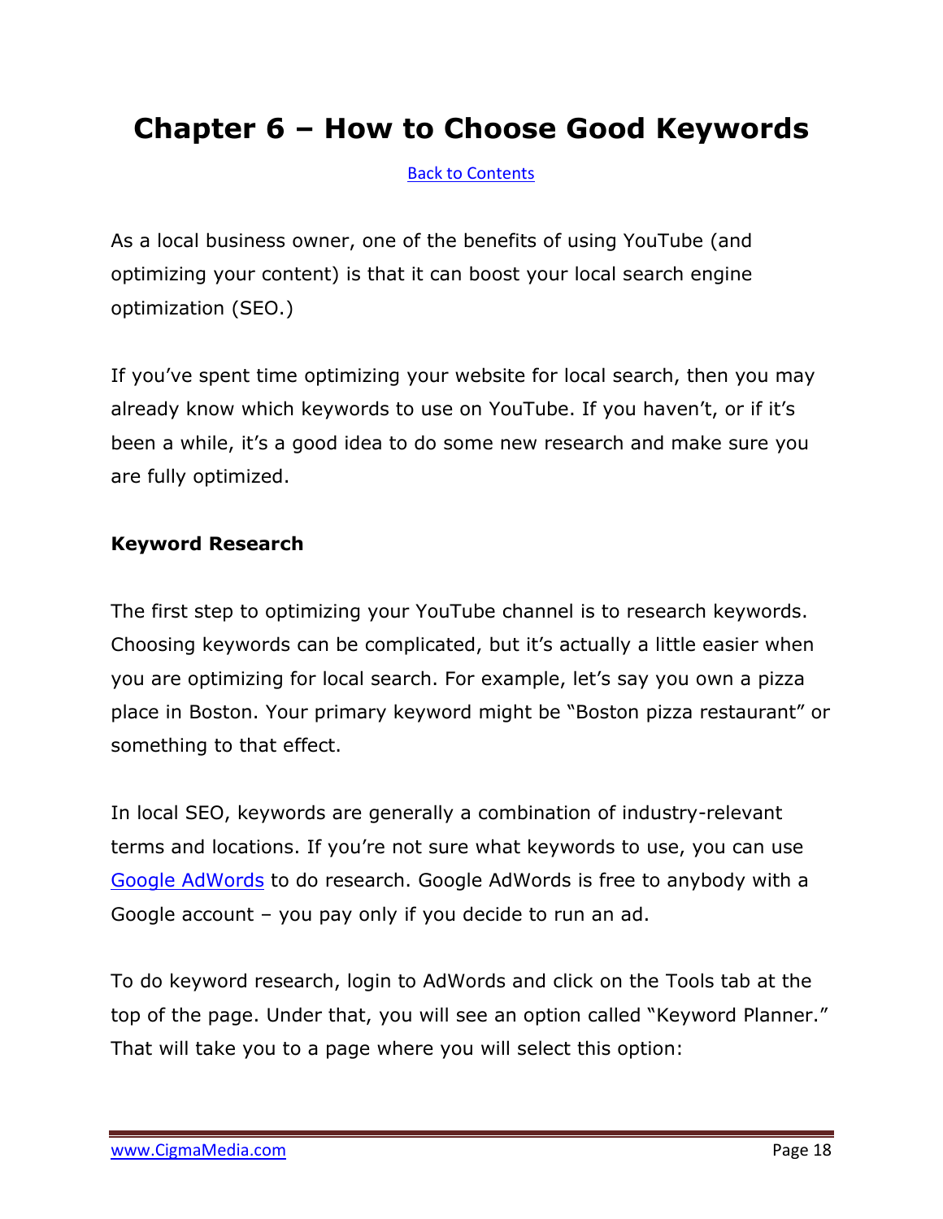# Chapter 6 – How to Choose Good Keywords

Back to Contents

As a local business owner, one of the benefits of using YouTube (and optimizing your content) is that it can boost your local search engine optimization (SEO.)

If you've spent time optimizing your website for local search, then you may already know which keywords to use on YouTube. If you haven't, or if it's been a while, it's a good idea to do some new research and make sure you are fully optimized.

**Keyword Research**

The first step to optimizing your YouTube channel is to research keywords. Choosing keywords can be complicated, but it's actually a little easier when you are optimizing for local search. For example, let's say you own a pizza place in Boston. Your primary keyword might be "Boston pizza restaurant" or something to that effect.

In local SEO, keywords are generally a combination of industry-relevant terms and locations. If you're not sure what keywords to use, you can use Google AdWords to do research. Google AdWords is free to anybody with a Google account – you pay only if you decide to run an ad.

To do keyword research, login to AdWords and click on the Tools tab at the top of the page. Under that, you will see an option called "Keyword Planner." That will take you to a page where you will select this option: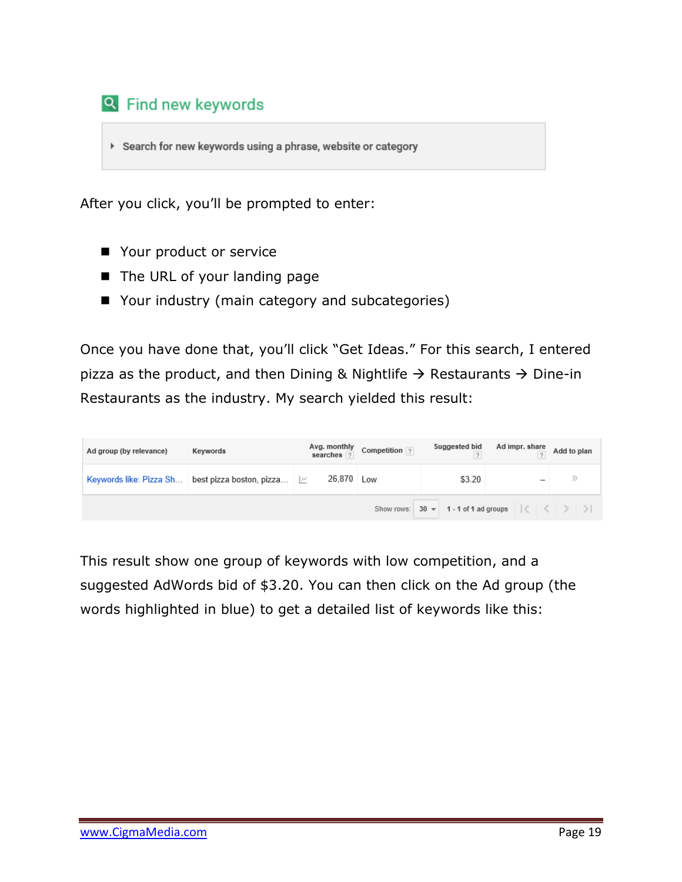## Find new keywords

▸ Search for new keywords using a phrase, website or category

After you click, you'll be prompted to enter:

- Your product or service
- The URL of your landing page
- Your industry (main category and subcategories)

Once you have done that, you'll click "Get Ideas." For this search, I entered pizza as the product, and then Dining & Nightlife → Restaurants → Dine-in Restaurants as the industry. My search yielded this result:

| Ad group (by relevance) | Keywords | | Avg. monthly searches | Competition | Suggested bid | Ad impr. share | Add to plan |
|---|---|---|---|---|---|---|---|
| Keywords like: Pizza Sh... | best pizza boston, pizza... | | 26,870 | Low | $3.20 | – | » |

Show rows: 30 &nbsp; 1 - 1 of 1 ad groups

This result show one group of keywords with low competition, and a suggested AdWords bid of $3.20. You can then click on the Ad group (the words highlighted in blue) to get a detailed list of keywords like this: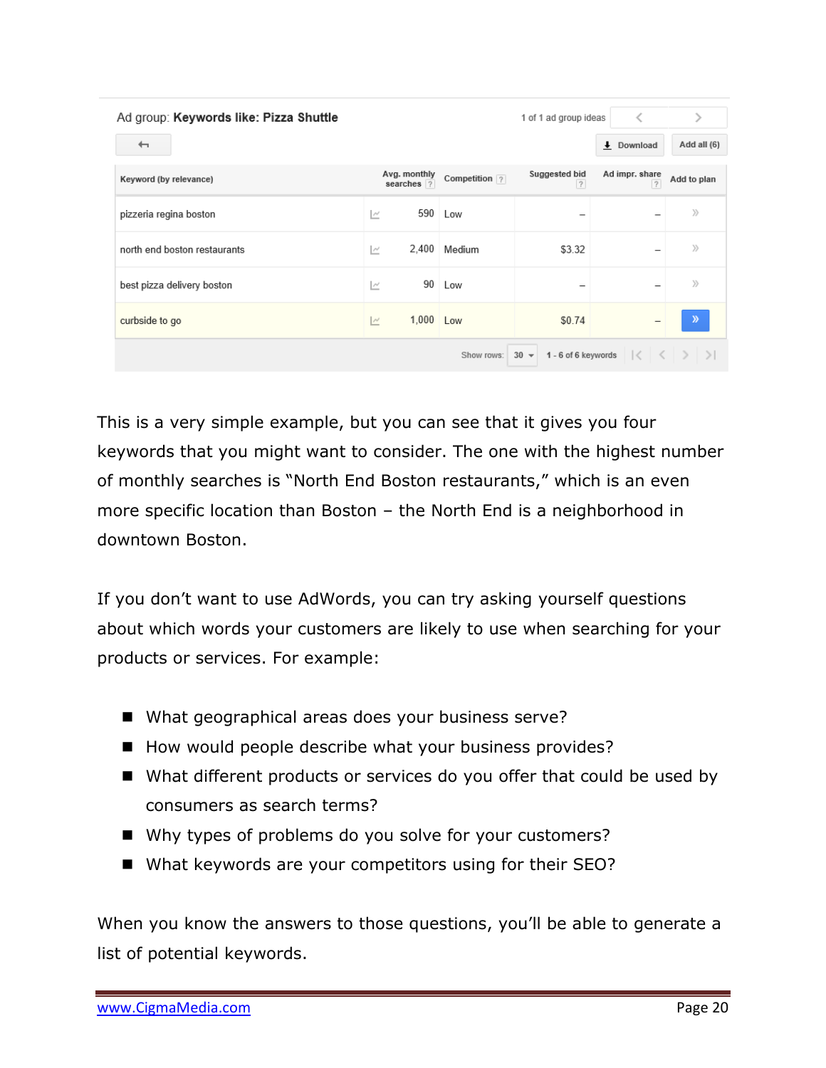Ad group: **Keywords like: Pizza Shuttle**

| Keyword (by relevance) | Avg. monthly searches | Competition | Suggested bid | Ad impr. share | Add to plan |
|---|---|---|---|---|---|
| pizzeria regina boston | 590 | Low | – | – | » |
| north end boston restaurants | 2,400 | Medium | $3.32 | – | » |
| best pizza delivery boston | 90 | Low | – | – | » |
| curbside to go | 1,000 | Low | $0.74 | – | » |

This is a very simple example, but you can see that it gives you four keywords that you might want to consider. The one with the highest number of monthly searches is "North End Boston restaurants," which is an even more specific location than Boston – the North End is a neighborhood in downtown Boston.

If you don't want to use AdWords, you can try asking yourself questions about which words your customers are likely to use when searching for your products or services. For example:

- What geographical areas does your business serve?
- How would people describe what your business provides?
- What different products or services do you offer that could be used by consumers as search terms?
- Why types of problems do you solve for your customers?
- What keywords are your competitors using for their SEO?

When you know the answers to those questions, you'll be able to generate a list of potential keywords.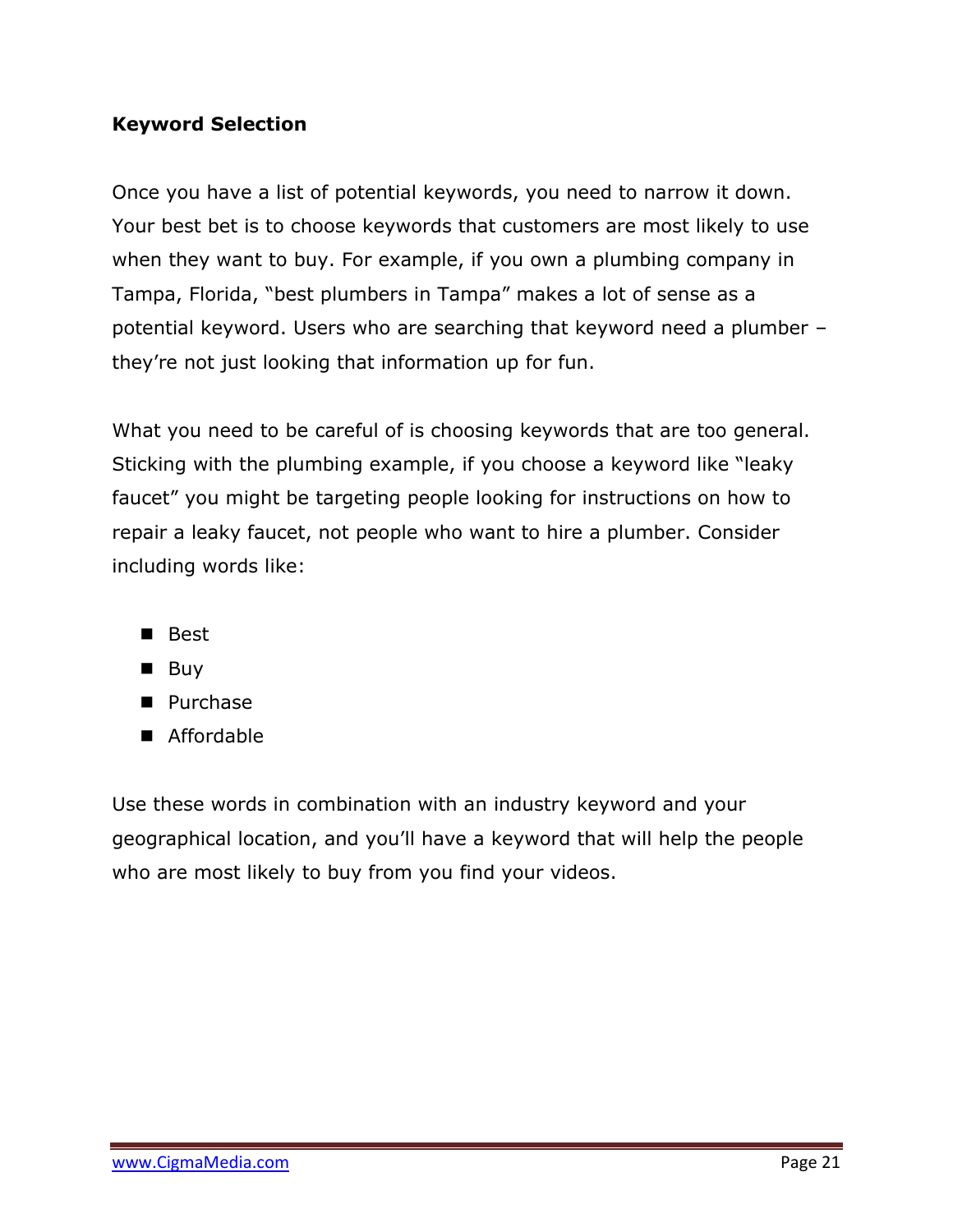**Keyword Selection**

Once you have a list of potential keywords, you need to narrow it down. Your best bet is to choose keywords that customers are most likely to use when they want to buy. For example, if you own a plumbing company in Tampa, Florida, "best plumbers in Tampa" makes a lot of sense as a potential keyword. Users who are searching that keyword need a plumber – they're not just looking that information up for fun.

What you need to be careful of is choosing keywords that are too general. Sticking with the plumbing example, if you choose a keyword like "leaky faucet" you might be targeting people looking for instructions on how to repair a leaky faucet, not people who want to hire a plumber. Consider including words like:

- Best
- Buy
- Purchase
- Affordable

Use these words in combination with an industry keyword and your geographical location, and you'll have a keyword that will help the people who are most likely to buy from you find your videos.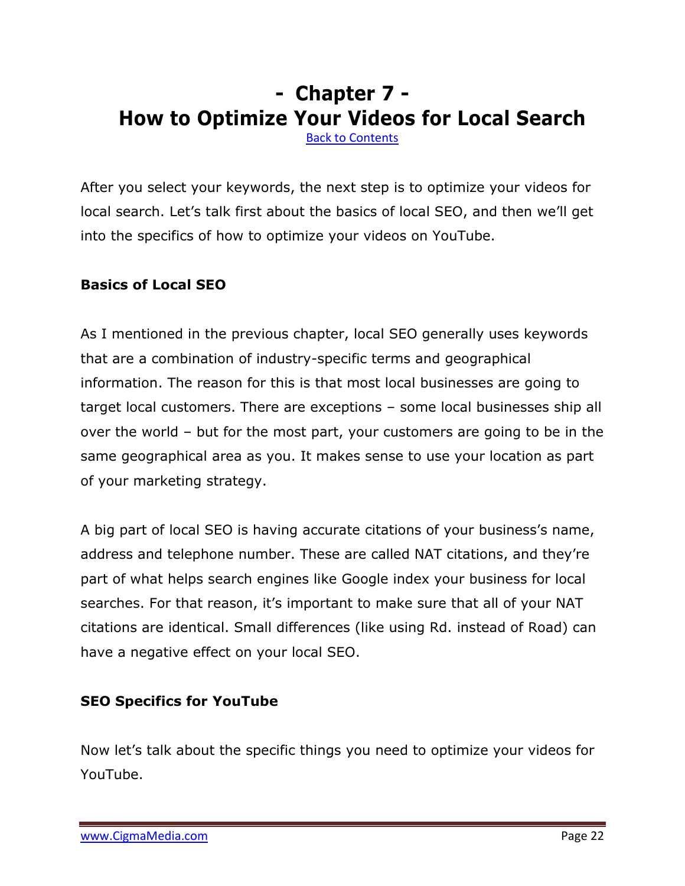# - Chapter 7 -
# How to Optimize Your Videos for Local Search

Back to Contents

After you select your keywords, the next step is to optimize your videos for local search. Let's talk first about the basics of local SEO, and then we'll get into the specifics of how to optimize your videos on YouTube.

**Basics of Local SEO**

As I mentioned in the previous chapter, local SEO generally uses keywords that are a combination of industry-specific terms and geographical information. The reason for this is that most local businesses are going to target local customers. There are exceptions – some local businesses ship all over the world – but for the most part, your customers are going to be in the same geographical area as you. It makes sense to use your location as part of your marketing strategy.

A big part of local SEO is having accurate citations of your business's name, address and telephone number. These are called NAT citations, and they're part of what helps search engines like Google index your business for local searches. For that reason, it's important to make sure that all of your NAT citations are identical. Small differences (like using Rd. instead of Road) can have a negative effect on your local SEO.

**SEO Specifics for YouTube**

Now let's talk about the specific things you need to optimize your videos for YouTube.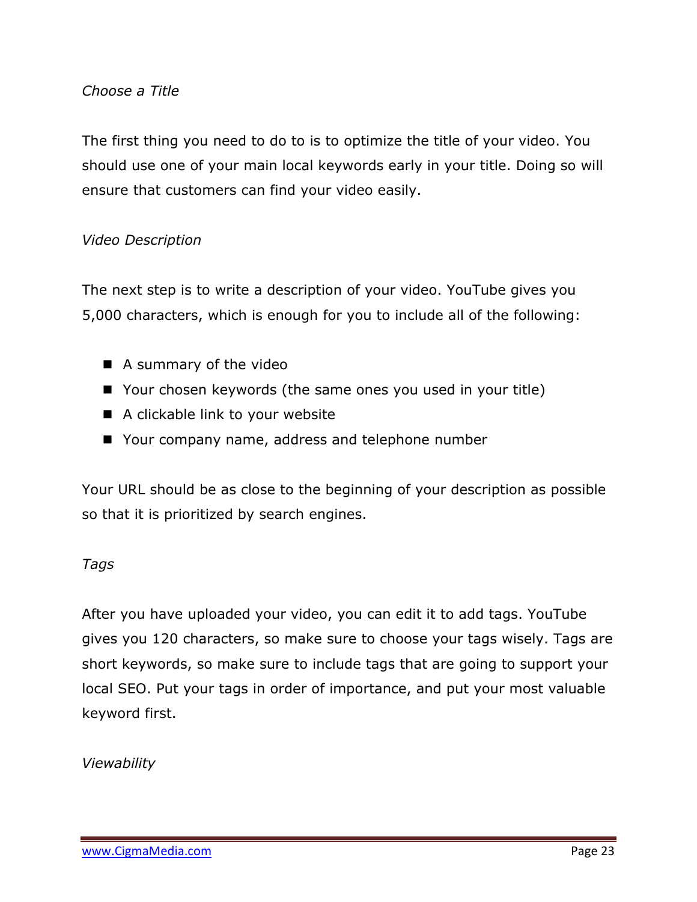*Choose a Title*

The first thing you need to do to is to optimize the title of your video. You should use one of your main local keywords early in your title. Doing so will ensure that customers can find your video easily.

*Video Description*

The next step is to write a description of your video. YouTube gives you 5,000 characters, which is enough for you to include all of the following:

- A summary of the video
- Your chosen keywords (the same ones you used in your title)
- A clickable link to your website
- Your company name, address and telephone number

Your URL should be as close to the beginning of your description as possible so that it is prioritized by search engines.

*Tags*

After you have uploaded your video, you can edit it to add tags. YouTube gives you 120 characters, so make sure to choose your tags wisely. Tags are short keywords, so make sure to include tags that are going to support your local SEO. Put your tags in order of importance, and put your most valuable keyword first.

*Viewability*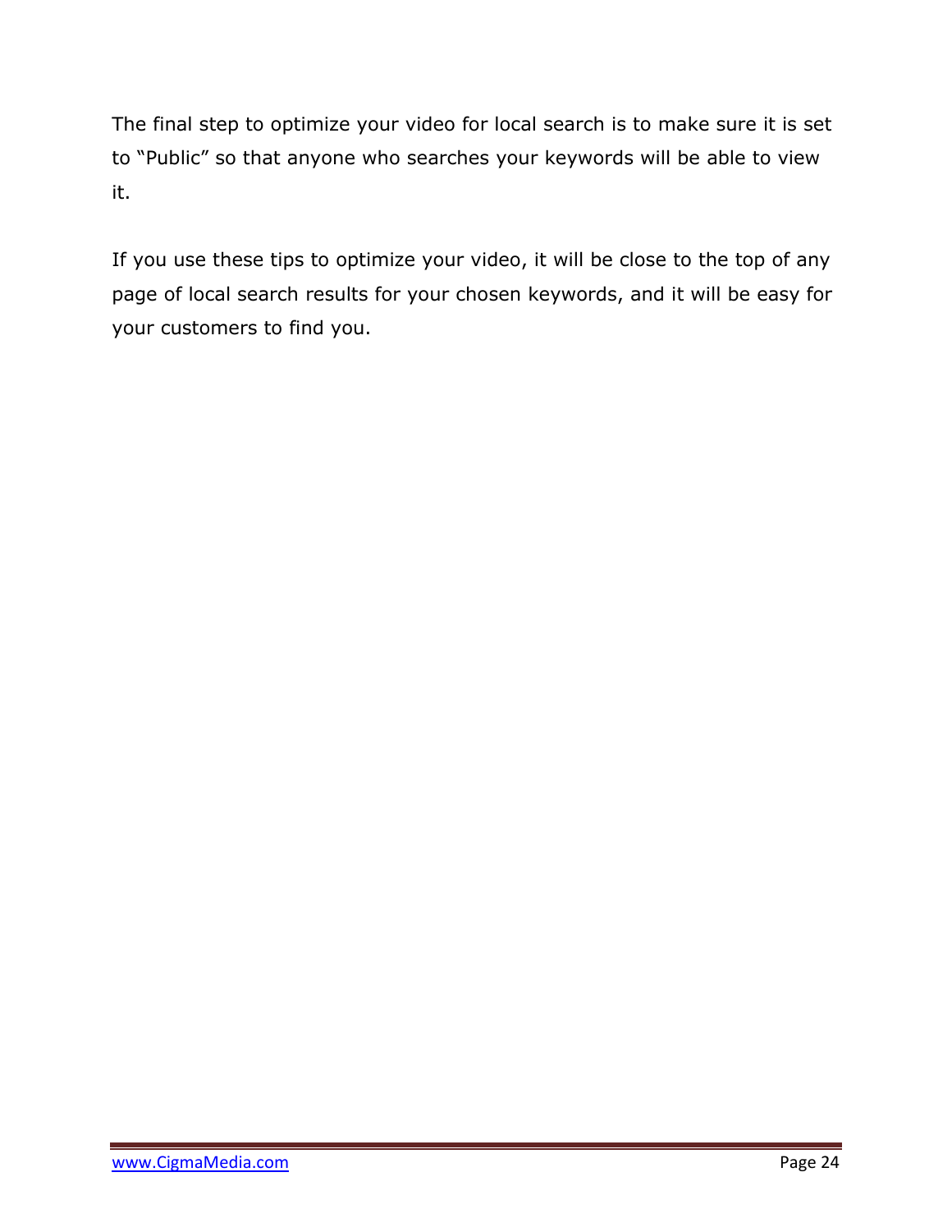The final step to optimize your video for local search is to make sure it is set to "Public" so that anyone who searches your keywords will be able to view it.

If you use these tips to optimize your video, it will be close to the top of any page of local search results for your chosen keywords, and it will be easy for your customers to find you.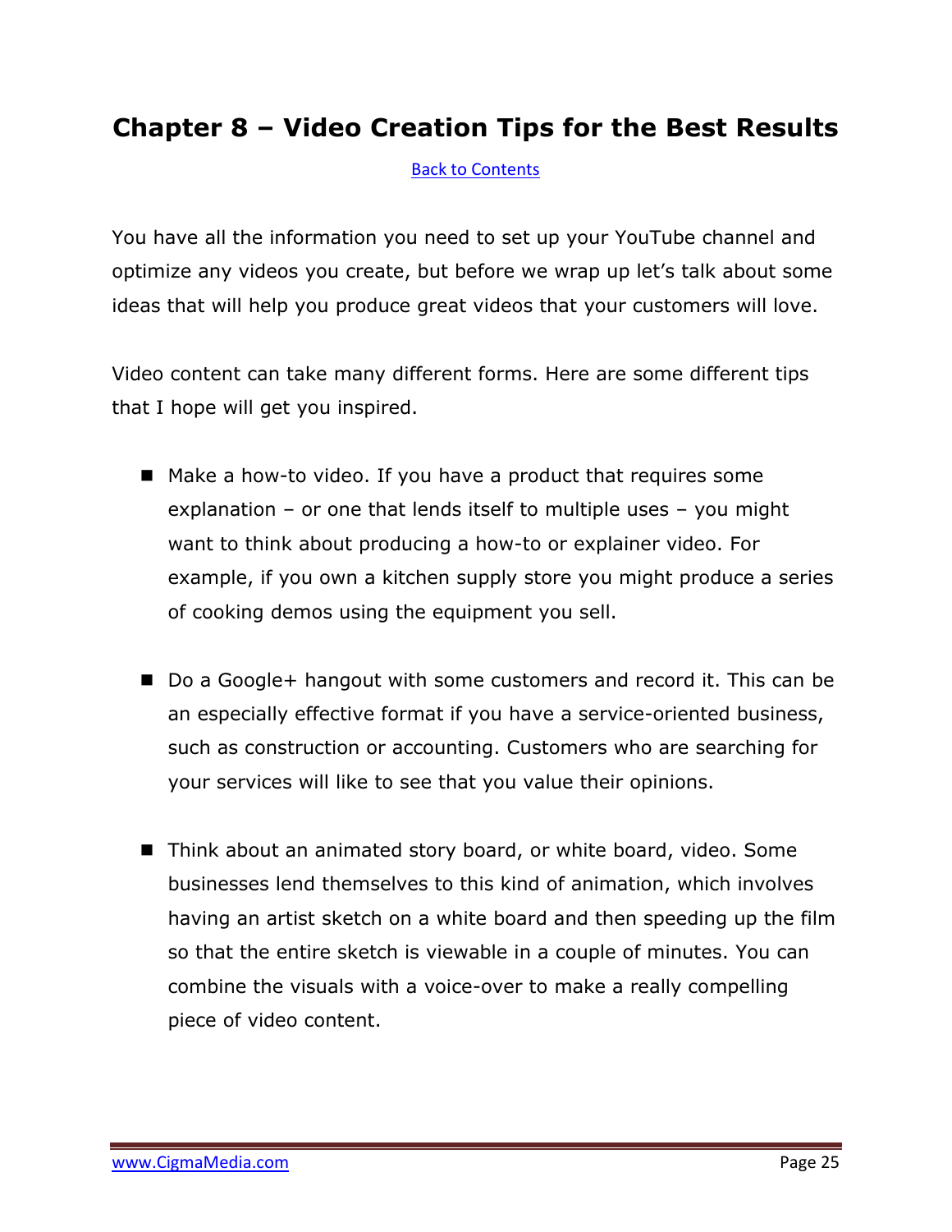# Chapter 8 – Video Creation Tips for the Best Results

Back to Contents

You have all the information you need to set up your YouTube channel and optimize any videos you create, but before we wrap up let's talk about some ideas that will help you produce great videos that your customers will love.

Video content can take many different forms. Here are some different tips that I hope will get you inspired.

- Make a how-to video. If you have a product that requires some explanation – or one that lends itself to multiple uses – you might want to think about producing a how-to or explainer video. For example, if you own a kitchen supply store you might produce a series of cooking demos using the equipment you sell.

- Do a Google+ hangout with some customers and record it. This can be an especially effective format if you have a service-oriented business, such as construction or accounting. Customers who are searching for your services will like to see that you value their opinions.

- Think about an animated story board, or white board, video. Some businesses lend themselves to this kind of animation, which involves having an artist sketch on a white board and then speeding up the film so that the entire sketch is viewable in a couple of minutes. You can combine the visuals with a voice-over to make a really compelling piece of video content.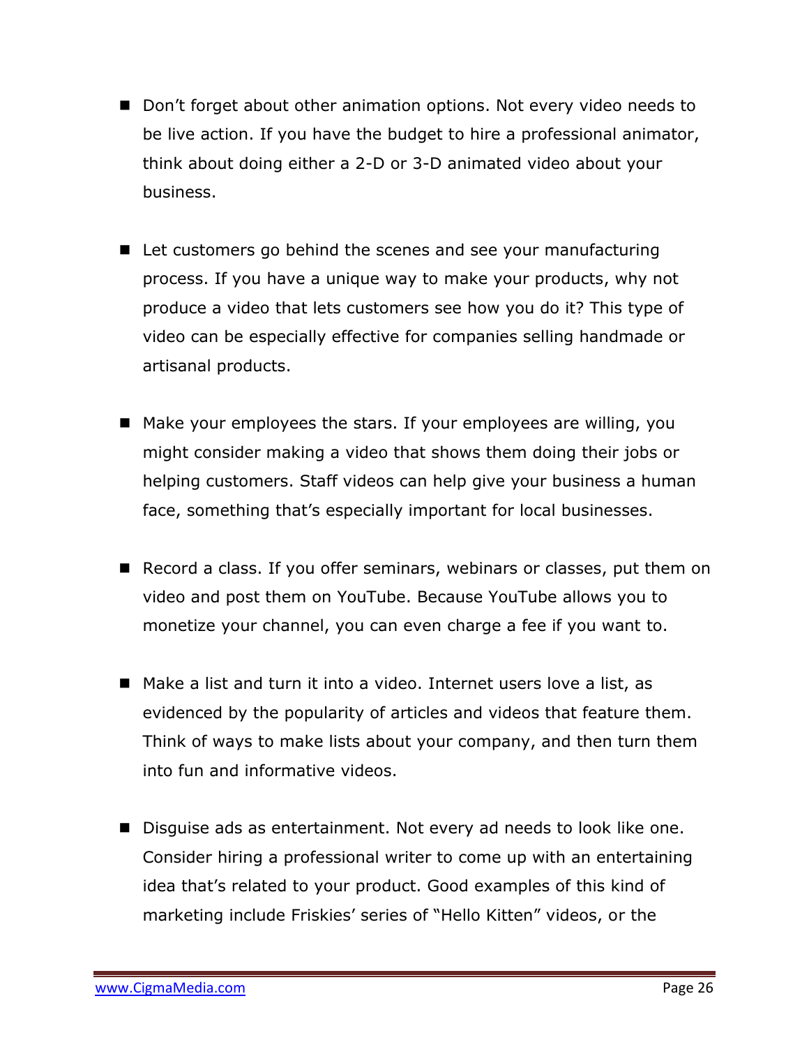- Don't forget about other animation options. Not every video needs to be live action. If you have the budget to hire a professional animator, think about doing either a 2-D or 3-D animated video about your business.

- Let customers go behind the scenes and see your manufacturing process. If you have a unique way to make your products, why not produce a video that lets customers see how you do it? This type of video can be especially effective for companies selling handmade or artisanal products.

- Make your employees the stars. If your employees are willing, you might consider making a video that shows them doing their jobs or helping customers. Staff videos can help give your business a human face, something that's especially important for local businesses.

- Record a class. If you offer seminars, webinars or classes, put them on video and post them on YouTube. Because YouTube allows you to monetize your channel, you can even charge a fee if you want to.

- Make a list and turn it into a video. Internet users love a list, as evidenced by the popularity of articles and videos that feature them. Think of ways to make lists about your company, and then turn them into fun and informative videos.

- Disguise ads as entertainment. Not every ad needs to look like one. Consider hiring a professional writer to come up with an entertaining idea that's related to your product. Good examples of this kind of marketing include Friskies' series of "Hello Kitten" videos, or the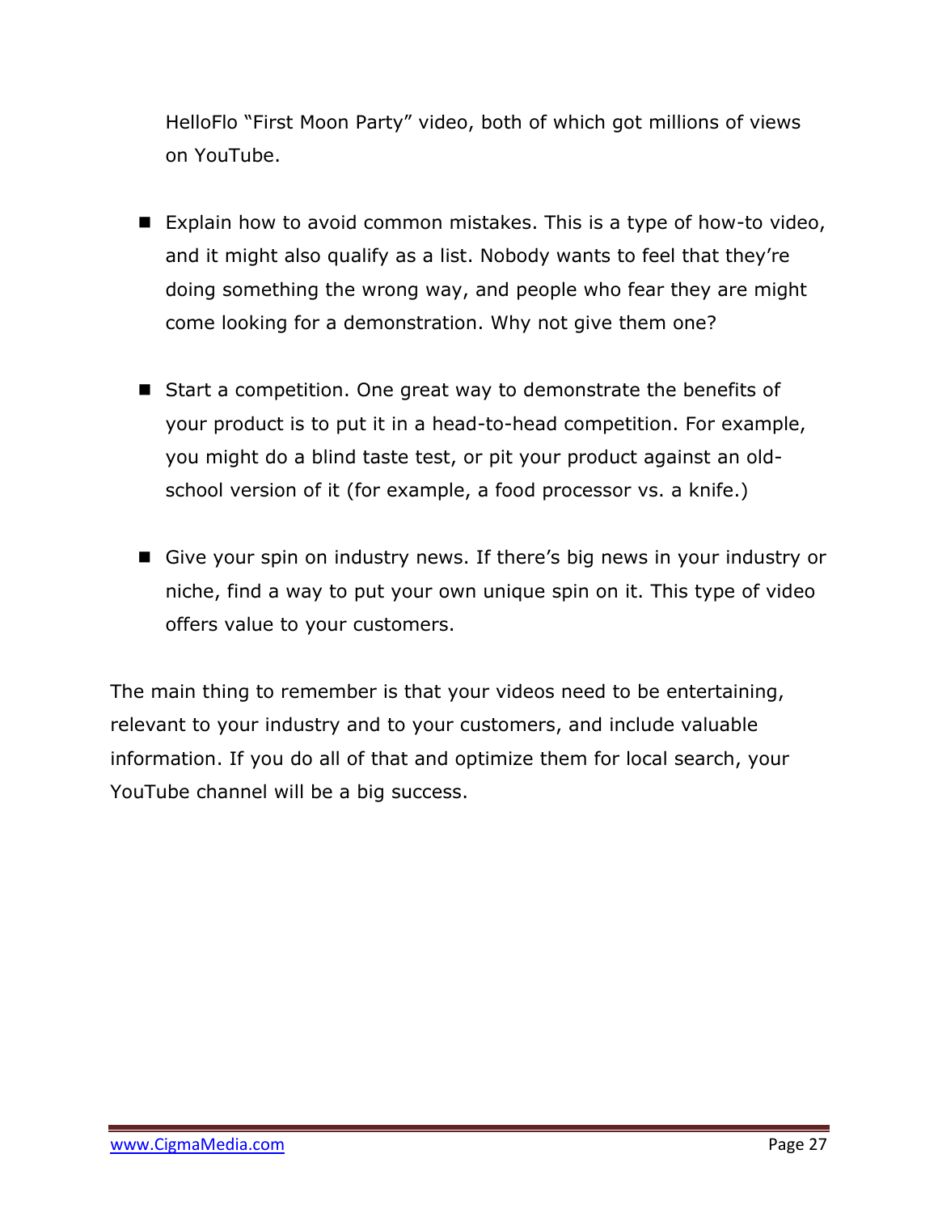HelloFlo "First Moon Party" video, both of which got millions of views on YouTube.

- Explain how to avoid common mistakes. This is a type of how-to video, and it might also qualify as a list. Nobody wants to feel that they're doing something the wrong way, and people who fear they are might come looking for a demonstration. Why not give them one?

- Start a competition. One great way to demonstrate the benefits of your product is to put it in a head-to-head competition. For example, you might do a blind taste test, or pit your product against an old-school version of it (for example, a food processor vs. a knife.)

- Give your spin on industry news. If there's big news in your industry or niche, find a way to put your own unique spin on it. This type of video offers value to your customers.

The main thing to remember is that your videos need to be entertaining, relevant to your industry and to your customers, and include valuable information. If you do all of that and optimize them for local search, your YouTube channel will be a big success.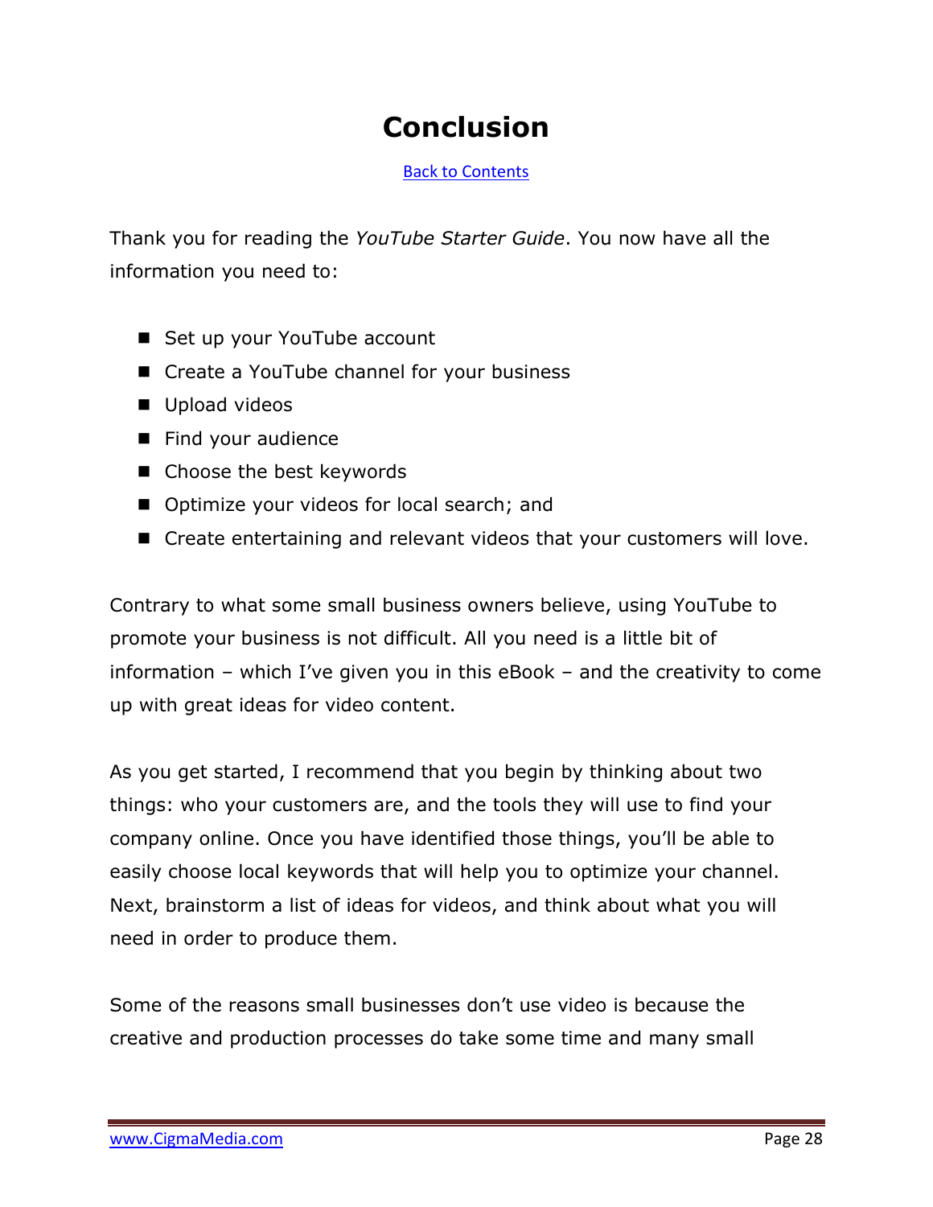# Conclusion

[Back to Contents](#)

Thank you for reading the *YouTube Starter Guide*. You now have all the information you need to:

- Set up your YouTube account
- Create a YouTube channel for your business
- Upload videos
- Find your audience
- Choose the best keywords
- Optimize your videos for local search; and
- Create entertaining and relevant videos that your customers will love.

Contrary to what some small business owners believe, using YouTube to promote your business is not difficult. All you need is a little bit of information – which I've given you in this eBook – and the creativity to come up with great ideas for video content.

As you get started, I recommend that you begin by thinking about two things: who your customers are, and the tools they will use to find your company online. Once you have identified those things, you'll be able to easily choose local keywords that will help you to optimize your channel. Next, brainstorm a list of ideas for videos, and think about what you will need in order to produce them.

Some of the reasons small businesses don't use video is because the creative and production processes do take some time and many small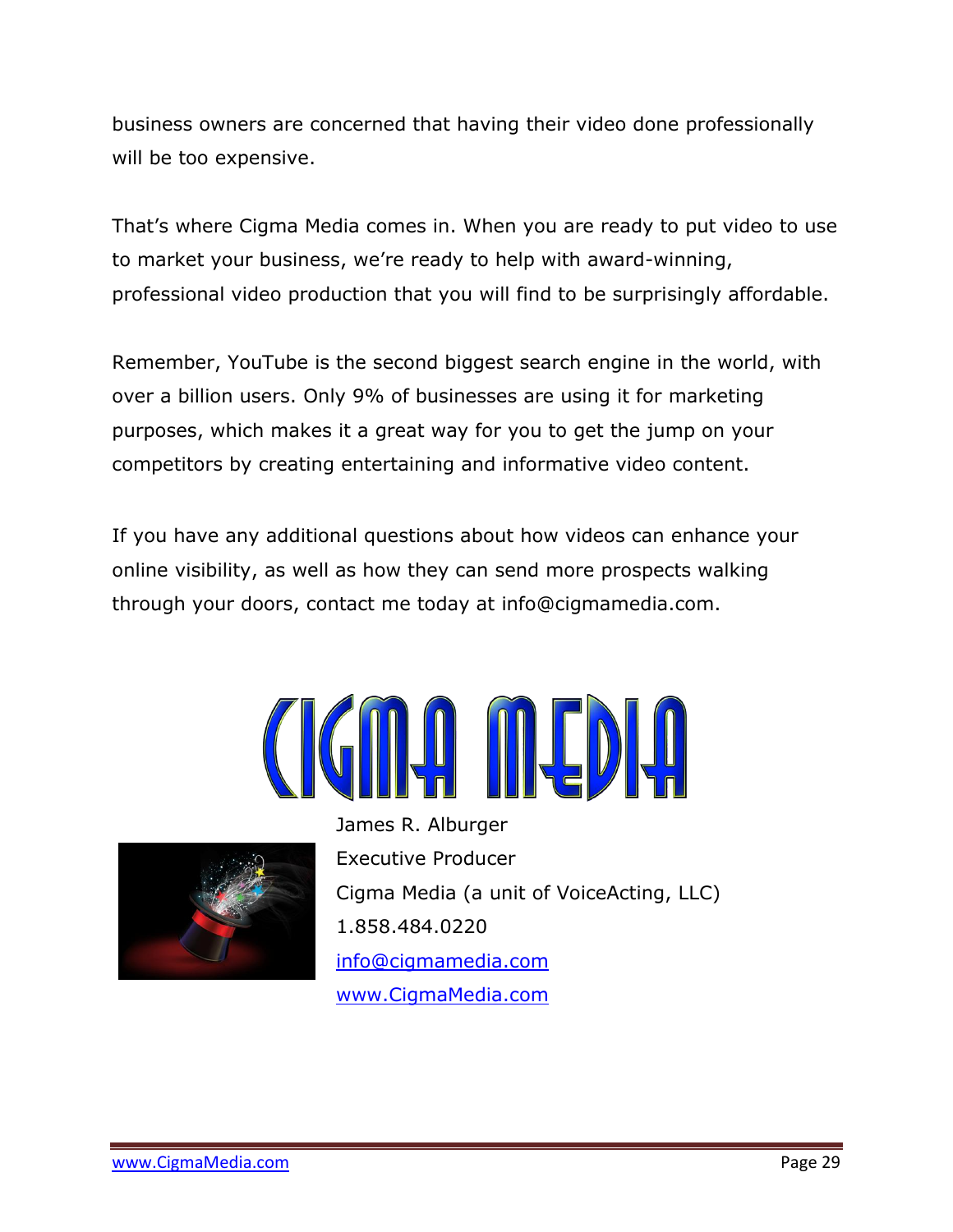business owners are concerned that having their video done professionally will be too expensive.

That's where Cigma Media comes in. When you are ready to put video to use to market your business, we're ready to help with award-winning, professional video production that you will find to be surprisingly affordable.

Remember, YouTube is the second biggest search engine in the world, with over a billion users. Only 9% of businesses are using it for marketing purposes, which makes it a great way for you to get the jump on your competitors by creating entertaining and informative video content.

If you have any additional questions about how videos can enhance your online visibility, as well as how they can send more prospects walking through your doors, contact me today at info@cigmamedia.com.

CIGMA MEDIA

James R. Alburger
Executive Producer
Cigma Media (a unit of VoiceActing, LLC)
1.858.484.0220
info@cigmamedia.com
www.CigmaMedia.com